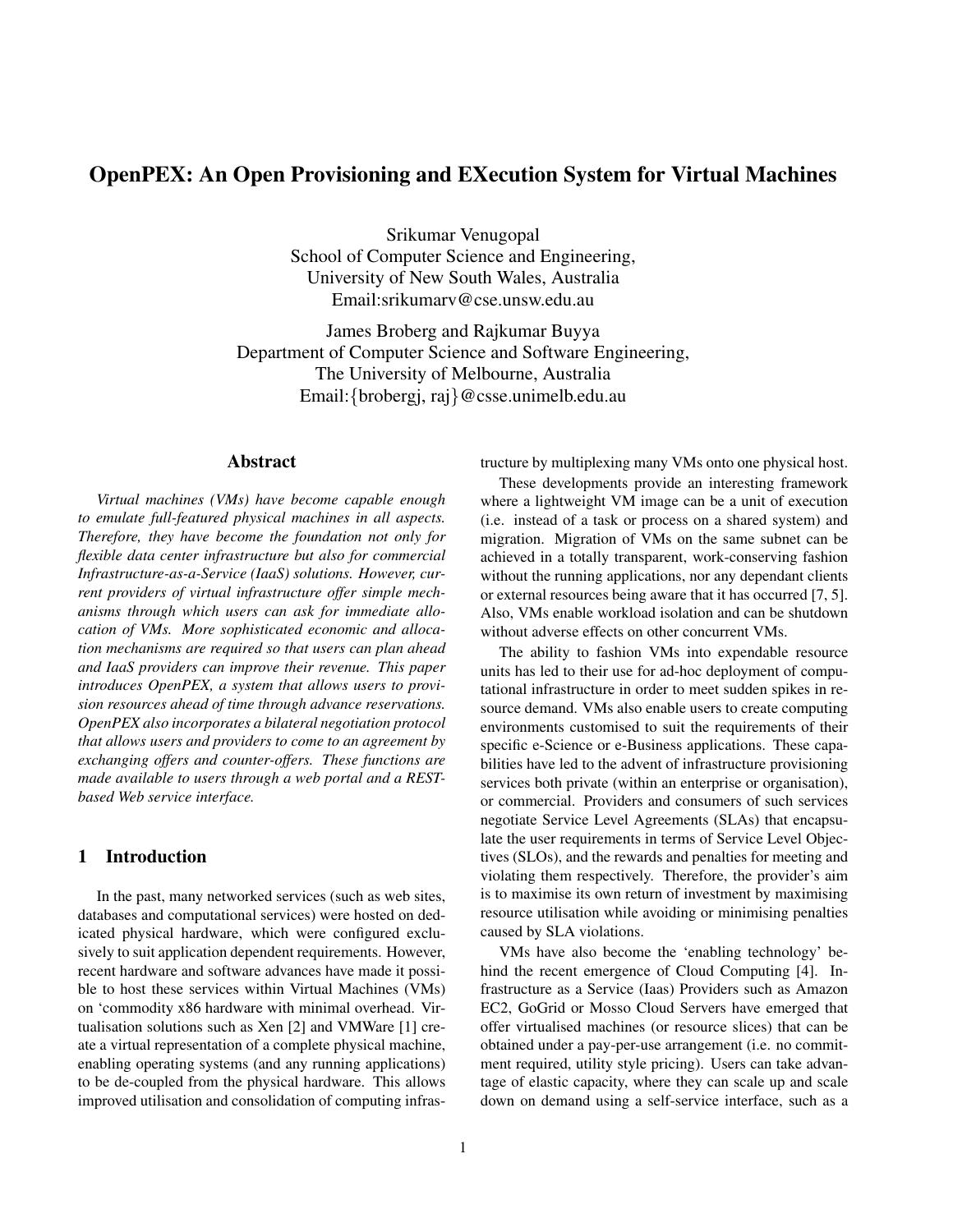# OpenPEX: An Open Provisioning and EXecution System for Virtual Machines

Srikumar Venugopal
School of Computer Science and Engineering,
University of New South Wales, Australia
Email:srikumarv@cse.unsw.edu.au

James Broberg and Rajkumar Buyya
Department of Computer Science and Software Engineering,
The University of Melbourne, Australia
Email:{brobergj, raj}@csse.unimelb.edu.au

## Abstract

*Virtual machines (VMs) have become capable enough to emulate full-featured physical machines in all aspects. Therefore, they have become the foundation not only for flexible data center infrastructure but also for commercial Infrastructure-as-a-Service (IaaS) solutions. However, current providers of virtual infrastructure offer simple mechanisms through which users can ask for immediate allocation of VMs. More sophisticated economic and allocation mechanisms are required so that users can plan ahead and IaaS providers can improve their revenue. This paper introduces OpenPEX, a system that allows users to provision resources ahead of time through advance reservations. OpenPEX also incorporates a bilateral negotiation protocol that allows users and providers to come to an agreement by exchanging offers and counter-offers. These functions are made available to users through a web portal and a REST-based Web service interface.*

## 1 Introduction

In the past, many networked services (such as web sites, databases and computational services) were hosted on dedicated physical hardware, which were configured exclusively to suit application dependent requirements. However, recent hardware and software advances have made it possible to host these services within Virtual Machines (VMs) on 'commodity x86 hardware with minimal overhead. Virtualisation solutions such as Xen [2] and VMWare [1] create a virtual representation of a complete physical machine, enabling operating systems (and any running applications) to be de-coupled from the physical hardware. This allows improved utilisation and consolidation of computing infrastructure by multiplexing many VMs onto one physical host.

These developments provide an interesting framework where a lightweight VM image can be a unit of execution (i.e. instead of a task or process on a shared system) and migration. Migration of VMs on the same subnet can be achieved in a totally transparent, work-conserving fashion without the running applications, nor any dependant clients or external resources being aware that it has occurred [7, 5]. Also, VMs enable workload isolation and can be shutdown without adverse effects on other concurrent VMs.

The ability to fashion VMs into expendable resource units has led to their use for ad-hoc deployment of computational infrastructure in order to meet sudden spikes in resource demand. VMs also enable users to create computing environments customised to suit the requirements of their specific e-Science or e-Business applications. These capabilities have led to the advent of infrastructure provisioning services both private (within an enterprise or organisation), or commercial. Providers and consumers of such services negotiate Service Level Agreements (SLAs) that encapsulate the user requirements in terms of Service Level Objectives (SLOs), and the rewards and penalties for meeting and violating them respectively. Therefore, the provider's aim is to maximise its own return of investment by maximising resource utilisation while avoiding or minimising penalties caused by SLA violations.

VMs have also become the 'enabling technology' behind the recent emergence of Cloud Computing [4]. Infrastructure as a Service (Iaas) Providers such as Amazon EC2, GoGrid or Mosso Cloud Servers have emerged that offer virtualised machines (or resource slices) that can be obtained under a pay-per-use arrangement (i.e. no commitment required, utility style pricing). Users can take advantage of elastic capacity, where they can scale up and scale down on demand using a self-service interface, such as a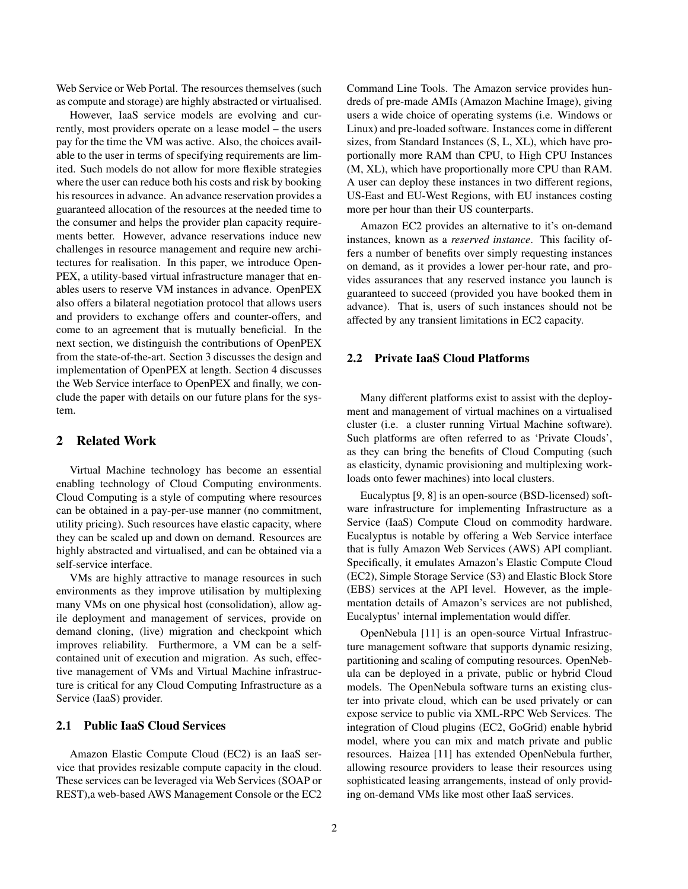Web Service or Web Portal. The resources themselves (such as compute and storage) are highly abstracted or virtualised.

However, IaaS service models are evolving and currently, most providers operate on a lease model – the users pay for the time the VM was active. Also, the choices available to the user in terms of specifying requirements are limited. Such models do not allow for more flexible strategies where the user can reduce both his costs and risk by booking his resources in advance. An advance reservation provides a guaranteed allocation of the resources at the needed time to the consumer and helps the provider plan capacity requirements better. However, advance reservations induce new challenges in resource management and require new architectures for realisation. In this paper, we introduce OpenPEX, a utility-based virtual infrastructure manager that enables users to reserve VM instances in advance. OpenPEX also offers a bilateral negotiation protocol that allows users and providers to exchange offers and counter-offers, and come to an agreement that is mutually beneficial. In the next section, we distinguish the contributions of OpenPEX from the state-of-the-art. Section 3 discusses the design and implementation of OpenPEX at length. Section 4 discusses the Web Service interface to OpenPEX and finally, we conclude the paper with details on our future plans for the system.

## 2 Related Work

Virtual Machine technology has become an essential enabling technology of Cloud Computing environments. Cloud Computing is a style of computing where resources can be obtained in a pay-per-use manner (no commitment, utility pricing). Such resources have elastic capacity, where they can be scaled up and down on demand. Resources are highly abstracted and virtualised, and can be obtained via a self-service interface.

VMs are highly attractive to manage resources in such environments as they improve utilisation by multiplexing many VMs on one physical host (consolidation), allow agile deployment and management of services, provide on demand cloning, (live) migration and checkpoint which improves reliability. Furthermore, a VM can be a self-contained unit of execution and migration. As such, effective management of VMs and Virtual Machine infrastructure is critical for any Cloud Computing Infrastructure as a Service (IaaS) provider.

### 2.1 Public IaaS Cloud Services

Amazon Elastic Compute Cloud (EC2) is an IaaS service that provides resizable compute capacity in the cloud. These services can be leveraged via Web Services (SOAP or REST),a web-based AWS Management Console or the EC2 Command Line Tools. The Amazon service provides hundreds of pre-made AMIs (Amazon Machine Image), giving users a wide choice of operating systems (i.e. Windows or Linux) and pre-loaded software. Instances come in different sizes, from Standard Instances (S, L, XL), which have proportionally more RAM than CPU, to High CPU Instances (M, XL), which have proportionally more CPU than RAM. A user can deploy these instances in two different regions, US-East and EU-West Regions, with EU instances costing more per hour than their US counterparts.

Amazon EC2 provides an alternative to it's on-demand instances, known as a *reserved instance*. This facility offers a number of benefits over simply requesting instances on demand, as it provides a lower per-hour rate, and provides assurances that any reserved instance you launch is guaranteed to succeed (provided you have booked them in advance). That is, users of such instances should not be affected by any transient limitations in EC2 capacity.

### 2.2 Private IaaS Cloud Platforms

Many different platforms exist to assist with the deployment and management of virtual machines on a virtualised cluster (i.e. a cluster running Virtual Machine software). Such platforms are often referred to as 'Private Clouds', as they can bring the benefits of Cloud Computing (such as elasticity, dynamic provisioning and multiplexing workloads onto fewer machines) into local clusters.

Eucalyptus [9, 8] is an open-source (BSD-licensed) software infrastructure for implementing Infrastructure as a Service (IaaS) Compute Cloud on commodity hardware. Eucalyptus is notable by offering a Web Service interface that is fully Amazon Web Services (AWS) API compliant. Specifically, it emulates Amazon's Elastic Compute Cloud (EC2), Simple Storage Service (S3) and Elastic Block Store (EBS) services at the API level. However, as the implementation details of Amazon's services are not published, Eucalyptus' internal implementation would differ.

OpenNebula [11] is an open-source Virtual Infrastructure management software that supports dynamic resizing, partitioning and scaling of computing resources. OpenNebula can be deployed in a private, public or hybrid Cloud models. The OpenNebula software turns an existing cluster into private cloud, which can be used privately or can expose service to public via XML-RPC Web Services. The integration of Cloud plugins (EC2, GoGrid) enable hybrid model, where you can mix and match private and public resources. Haizea [11] has extended OpenNebula further, allowing resource providers to lease their resources using sophisticated leasing arrangements, instead of only providing on-demand VMs like most other IaaS services.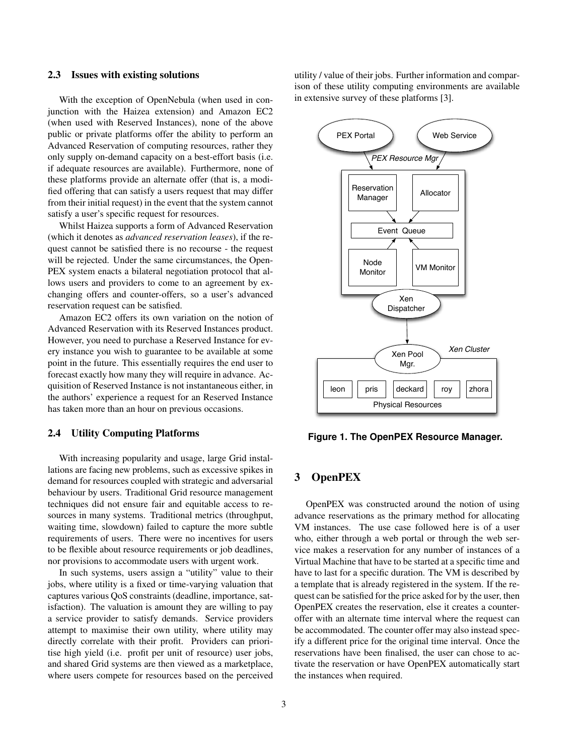### 2.3 Issues with existing solutions

With the exception of OpenNebula (when used in conjunction with the Haizea extension) and Amazon EC2 (when used with Reserved Instances), none of the above public or private platforms offer the ability to perform an Advanced Reservation of computing resources, rather they only supply on-demand capacity on a best-effort basis (i.e. if adequate resources are available). Furthermore, none of these platforms provide an alternate offer (that is, a modified offering that can satisfy a users request that may differ from their initial request) in the event that the system cannot satisfy a user's specific request for resources.

Whilst Haizea supports a form of Advanced Reservation (which it denotes as *advanced reservation leases*), if the request cannot be satisfied there is no recourse - the request will be rejected. Under the same circumstances, the OpenPEX system enacts a bilateral negotiation protocol that allows users and providers to come to an agreement by exchanging offers and counter-offers, so a user's advanced reservation request can be satisfied.

Amazon EC2 offers its own variation on the notion of Advanced Reservation with its Reserved Instances product. However, you need to purchase a Reserved Instance for every instance you wish to guarantee to be available at some point in the future. This essentially requires the end user to forecast exactly how many they will require in advance. Acquisition of Reserved Instance is not instantaneous either, in the authors' experience a request for an Reserved Instance has taken more than an hour on previous occasions.

### 2.4 Utility Computing Platforms

With increasing popularity and usage, large Grid installations are facing new problems, such as excessive spikes in demand for resources coupled with strategic and adversarial behaviour by users. Traditional Grid resource management techniques did not ensure fair and equitable access to resources in many systems. Traditional metrics (throughput, waiting time, slowdown) failed to capture the more subtle requirements of users. There were no incentives for users to be flexible about resource requirements or job deadlines, nor provisions to accommodate users with urgent work.

In such systems, users assign a "utility" value to their jobs, where utility is a fixed or time-varying valuation that captures various QoS constraints (deadline, importance, satisfaction). The valuation is amount they are willing to pay a service provider to satisfy demands. Service providers attempt to maximise their own utility, where utility may directly correlate with their profit. Providers can prioritise high yield (i.e. profit per unit of resource) user jobs, and shared Grid systems are then viewed as a marketplace, where users compete for resources based on the perceived utility / value of their jobs. Further information and comparison of these utility computing environments are available in extensive survey of these platforms [3].

**Figure 1. The OpenPEX Resource Manager.**

## 3 OpenPEX

OpenPEX was constructed around the notion of using advance reservations as the primary method for allocating VM instances. The use case followed here is of a user who, either through a web portal or through the web service makes a reservation for any number of instances of a Virtual Machine that have to be started at a specific time and have to last for a specific duration. The VM is described by a template that is already registered in the system. If the request can be satisfied for the price asked for by the user, then OpenPEX creates the reservation, else it creates a counter-offer with an alternate time interval where the request can be accommodated. The counter offer may also instead specify a different price for the original time interval. Once the reservations have been finalised, the user can chose to activate the reservation or have OpenPEX automatically start the instances when required.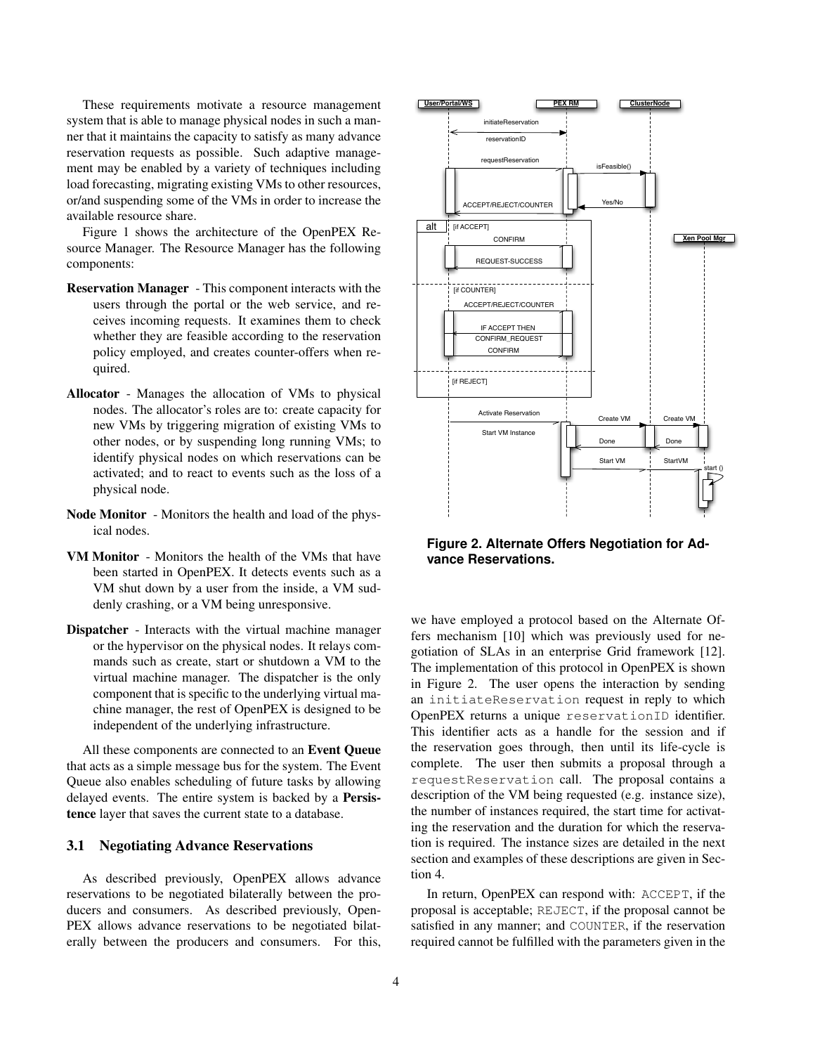These requirements motivate a resource management system that is able to manage physical nodes in such a manner that it maintains the capacity to satisfy as many advance reservation requests as possible. Such adaptive management may be enabled by a variety of techniques including load forecasting, migrating existing VMs to other resources, or/and suspending some of the VMs in order to increase the available resource share.

Figure 1 shows the architecture of the OpenPEX Resource Manager. The Resource Manager has the following components:

**Reservation Manager** - This component interacts with the users through the portal or the web service, and receives incoming requests. It examines them to check whether they are feasible according to the reservation policy employed, and creates counter-offers when required.

**Allocator** - Manages the allocation of VMs to physical nodes. The allocator's roles are to: create capacity for new VMs by triggering migration of existing VMs to other nodes, or by suspending long running VMs; to identify physical nodes on which reservations can be activated; and to react to events such as the loss of a physical node.

**Node Monitor** - Monitors the health and load of the physical nodes.

**VM Monitor** - Monitors the health of the VMs that have been started in OpenPEX. It detects events such as a VM shut down by a user from the inside, a VM suddenly crashing, or a VM being unresponsive.

**Dispatcher** - Interacts with the virtual machine manager or the hypervisor on the physical nodes. It relays commands such as create, start or shutdown a VM to the virtual machine manager. The dispatcher is the only component that is specific to the underlying virtual machine manager, the rest of OpenPEX is designed to be independent of the underlying infrastructure.

All these components are connected to an **Event Queue** that acts as a simple message bus for the system. The Event Queue also enables scheduling of future tasks by allowing delayed events. The entire system is backed by a **Persistence** layer that saves the current state to a database.

### 3.1 Negotiating Advance Reservations

As described previously, OpenPEX allows advance reservations to be negotiated bilaterally between the producers and consumers. As described previously, OpenPEX allows advance reservations to be negotiated bilaterally between the producers and consumers. For this, we have employed a protocol based on the Alternate Offers mechanism [10] which was previously used for negotiation of SLAs in an enterprise Grid framework [12]. The implementation of this protocol in OpenPEX is shown in Figure 2. The user opens the interaction by sending an `initiateReservation` request in reply to which OpenPEX returns a unique `reservationID` identifier. This identifier acts as a handle for the session and if the reservation goes through, then until its life-cycle is complete. The user then submits a proposal through a `requestReservation` call. The proposal contains a description of the VM being requested (e.g. instance size), the number of instances required, the start time for activating the reservation and the duration for which the reservation is required. The instance sizes are detailed in the next section and examples of these descriptions are given in Section 4.

**Figure 2. Alternate Offers Negotiation for Advance Reservations.**

In return, OpenPEX can respond with: `ACCEPT`, if the proposal is acceptable; `REJECT`, if the proposal cannot be satisfied in any manner; and `COUNTER`, if the reservation required cannot be fulfilled with the parameters given in the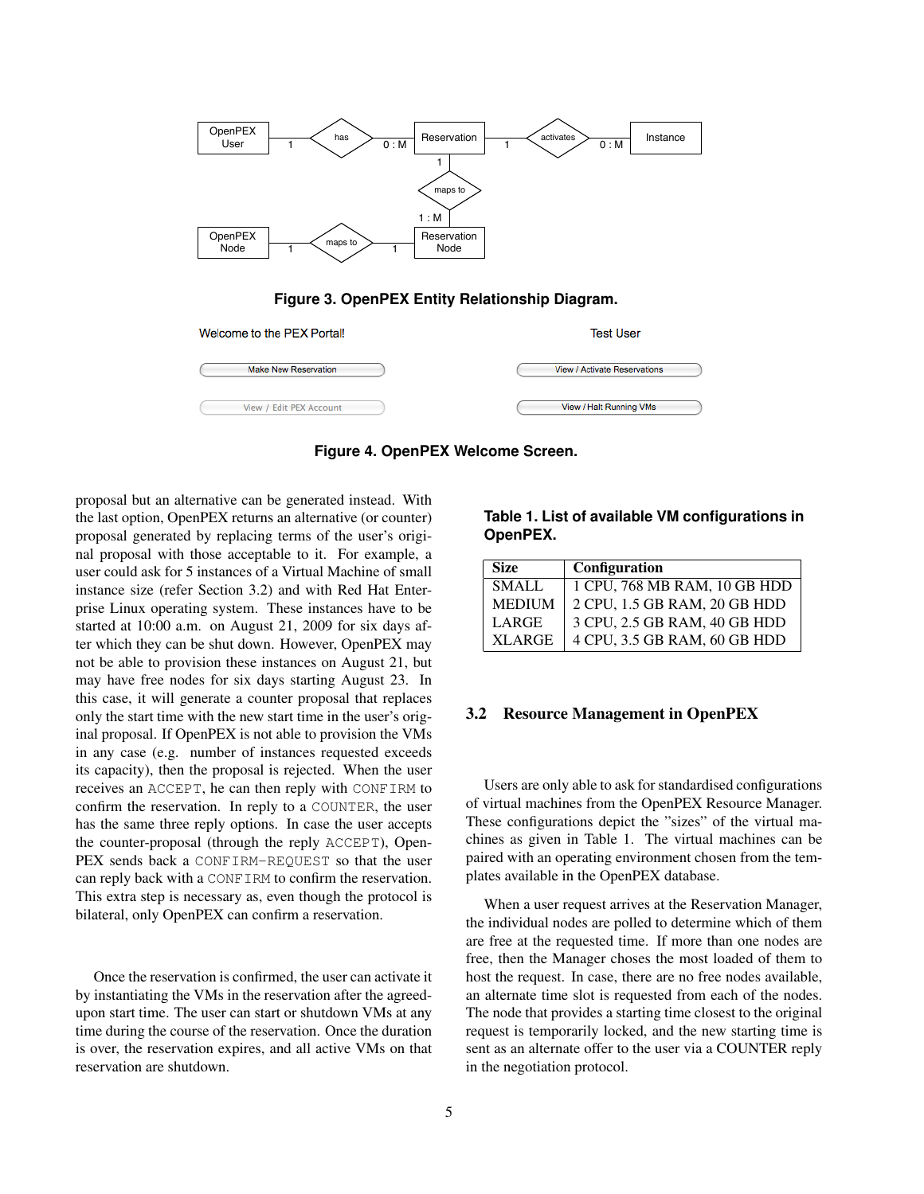Figure 3. OpenPEX Entity Relationship Diagram.

Figure 4. OpenPEX Welcome Screen.

proposal but an alternative can be generated instead. With the last option, OpenPEX returns an alternative (or counter) proposal generated by replacing terms of the user's original proposal with those acceptable to it. For example, a user could ask for 5 instances of a Virtual Machine of small instance size (refer Section 3.2) and with Red Hat Enterprise Linux operating system. These instances have to be started at 10:00 a.m. on August 21, 2009 for six days after which they can be shut down. However, OpenPEX may not be able to provision these instances on August 21, but may have free nodes for six days starting August 23. In this case, it will generate a counter proposal that replaces only the start time with the new start time in the user's original proposal. If OpenPEX is not able to provision the VMs in any case (e.g. number of instances requested exceeds its capacity), then the proposal is rejected. When the user receives an `ACCEPT`, he can then reply with `CONFIRM` to confirm the reservation. In reply to a `COUNTER`, the user has the same three reply options. In case the user accepts the counter-proposal (through the reply `ACCEPT`), OpenPEX sends back a `CONFIRM-REQUEST` so that the user can reply back with a `CONFIRM` to confirm the reservation. This extra step is necessary as, even though the protocol is bilateral, only OpenPEX can confirm a reservation.

Once the reservation is confirmed, the user can activate it by instantiating the VMs in the reservation after the agreed-upon start time. The user can start or shutdown VMs at any time during the course of the reservation. Once the duration is over, the reservation expires, and all active VMs on that reservation are shutdown.

**Table 1. List of available VM configurations in OpenPEX.**

| Size | Configuration |
|---|---|
| SMALL | 1 CPU, 768 MB RAM, 10 GB HDD |
| MEDIUM | 2 CPU, 1.5 GB RAM, 20 GB HDD |
| LARGE | 3 CPU, 2.5 GB RAM, 40 GB HDD |
| XLARGE | 4 CPU, 3.5 GB RAM, 60 GB HDD |

### 3.2 Resource Management in OpenPEX

Users are only able to ask for standardised configurations of virtual machines from the OpenPEX Resource Manager. These configurations depict the "sizes" of the virtual machines as given in Table 1. The virtual machines can be paired with an operating environment chosen from the templates available in the OpenPEX database.

When a user request arrives at the Reservation Manager, the individual nodes are polled to determine which of them are free at the requested time. If more than one nodes are free, then the Manager choses the most loaded of them to host the request. In case, there are no free nodes available, an alternate time slot is requested from each of the nodes. The node that provides a starting time closest to the original request is temporarily locked, and the new starting time is sent as an alternate offer to the user via a COUNTER reply in the negotiation protocol.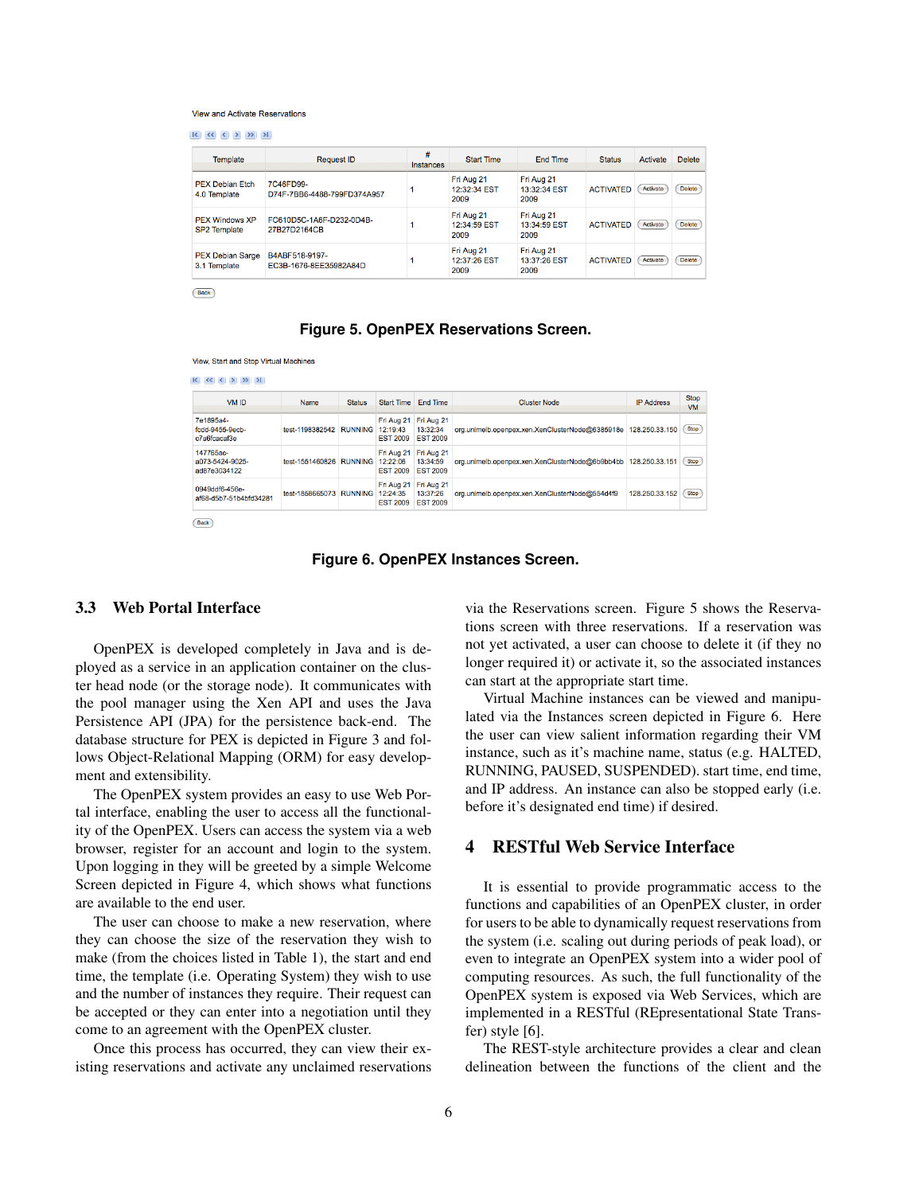View and Activate Reservations

| Template | Request ID | # Instances | Start Time | End Time | Status | Activate | Delete |
|---|---|---|---|---|---|---|---|
| PEX Debian Etch 4.0 Template | 7C46FD99-D74F-7BB6-4488-799FD374A957 | 1 | Fri Aug 21 12:32:34 EST 2009 | Fri Aug 21 13:32:34 EST 2009 | ACTIVATED | Activate | Delete |
| PEX Windows XP SP2 Template | FC610D5C-1A6F-D232-0D4B-27B27D2164CB | 1 | Fri Aug 21 12:34:59 EST 2009 | Fri Aug 21 13:34:59 EST 2009 | ACTIVATED | Activate | Delete |
| PEX Debian Sarge 3.1 Template | B4ABF518-9197-EC3B-1676-8EE35982A84D | 1 | Fri Aug 21 12:37:26 EST 2009 | Fri Aug 21 13:37:26 EST 2009 | ACTIVATED | Activate | Delete |

Back

**Figure 5. OpenPEX Reservations Screen.**

View, Start and Stop Virtual Machines

| VM ID | Name | Status | Start Time | End Time | Cluster Node | IP Address | Stop VM |
|---|---|---|---|---|---|---|---|
| 7e1895a4-fcdd-9456-9ecb-c7a6fcacaf3e | test-1198382542 | RUNNING | Fri Aug 21 12:19:43 EST 2009 | Fri Aug 21 13:32:34 EST 2009 | org.unimelb.openpex.xen.XenClusterNode@6385918e | 128.250.33.150 | Stop |
| 147765ac-a073-5424-9025-ad87e3034122 | test-1551460826 | RUNNING | Fri Aug 21 12:22:06 EST 2009 | Fri Aug 21 13:34:59 EST 2009 | org.unimelb.openpex.xen.XenClusterNode@6b9bb4bb | 128.250.33.151 | Stop |
| 0949ddf6-456e-af68-d5b7-51b4bfd34281 | test-1858665073 | RUNNING | Fri Aug 21 12:24:35 EST 2009 | Fri Aug 21 13:37:26 EST 2009 | org.unimelb.openpex.xen.XenClusterNode@554d4f9 | 128.250.33.152 | Stop |

Back

**Figure 6. OpenPEX Instances Screen.**

### 3.3 Web Portal Interface

OpenPEX is developed completely in Java and is deployed as a service in an application container on the cluster head node (or the storage node). It communicates with the pool manager using the Xen API and uses the Java Persistence API (JPA) for the persistence back-end. The database structure for PEX is depicted in Figure 3 and follows Object-Relational Mapping (ORM) for easy development and extensibility.

The OpenPEX system provides an easy to use Web Portal interface, enabling the user to access all the functionality of the OpenPEX. Users can access the system via a web browser, register for an account and login to the system. Upon logging in they will be greeted by a simple Welcome Screen depicted in Figure 4, which shows what functions are available to the end user.

The user can choose to make a new reservation, where they can choose the size of the reservation they wish to make (from the choices listed in Table 1), the start and end time, the template (i.e. Operating System) they wish to use and the number of instances they require. Their request can be accepted or they can enter into a negotiation until they come to an agreement with the OpenPEX cluster.

Once this process has occurred, they can view their existing reservations and activate any unclaimed reservations via the Reservations screen. Figure 5 shows the Reservations screen with three reservations. If a reservation was not yet activated, a user can choose to delete it (if they no longer required it) or activate it, so the associated instances can start at the appropriate start time.

Virtual Machine instances can be viewed and manipulated via the Instances screen depicted in Figure 6. Here the user can view salient information regarding their VM instance, such as it's machine name, status (e.g. HALTED, RUNNING, PAUSED, SUSPENDED). start time, end time, and IP address. An instance can also be stopped early (i.e. before it's designated end time) if desired.

## 4 RESTful Web Service Interface

It is essential to provide programmatic access to the functions and capabilities of an OpenPEX cluster, in order for users to be able to dynamically request reservations from the system (i.e. scaling out during periods of peak load), or even to integrate an OpenPEX system into a wider pool of computing resources. As such, the full functionality of the OpenPEX system is exposed via Web Services, which are implemented in a RESTful (REpresentational State Transfer) style [6].

The REST-style architecture provides a clear and clean delineation between the functions of the client and the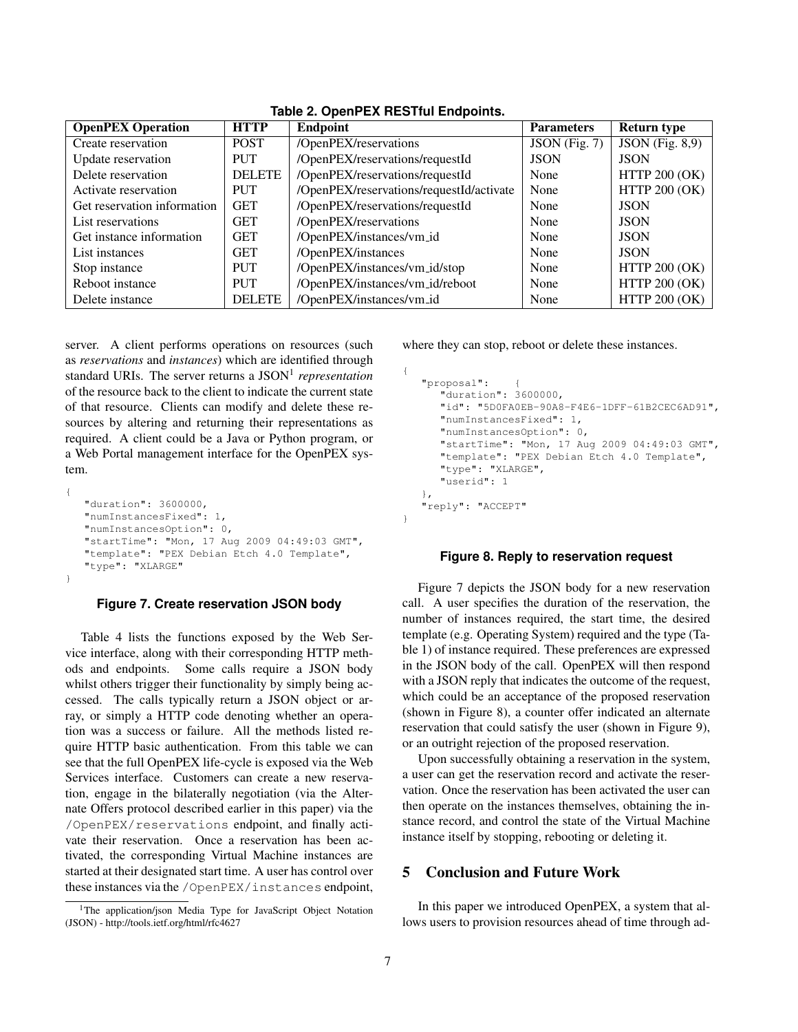**Table 2. OpenPEX RESTful Endpoints.**

| OpenPEX Operation | HTTP | Endpoint | Parameters | Return type |
|---|---|---|---|---|
| Create reservation | POST | /OpenPEX/reservations | JSON (Fig. 7) | JSON (Fig. 8,9) |
| Update reservation | PUT | /OpenPEX/reservations/requestId | JSON | JSON |
| Delete reservation | DELETE | /OpenPEX/reservations/requestId | None | HTTP 200 (OK) |
| Activate reservation | PUT | /OpenPEX/reservations/requestId/activate | None | HTTP 200 (OK) |
| Get reservation information | GET | /OpenPEX/reservations/requestId | None | JSON |
| List reservations | GET | /OpenPEX/reservations | None | JSON |
| Get instance information | GET | /OpenPEX/instances/vm_id | None | JSON |
| List instances | GET | /OpenPEX/instances | None | JSON |
| Stop instance | PUT | /OpenPEX/instances/vm_id/stop | None | HTTP 200 (OK) |
| Reboot instance | PUT | /OpenPEX/instances/vm_id/reboot | None | HTTP 200 (OK) |
| Delete instance | DELETE | /OpenPEX/instances/vm_id | None | HTTP 200 (OK) |

server. A client performs operations on resources (such as *reservations* and *instances*) which are identified through standard URIs. The server returns a JSON[1] *representation* of the resource back to the client to indicate the current state of that resource. Clients can modify and delete these resources by altering and returning their representations as required. A client could be a Java or Python program, or a Web Portal management interface for the OpenPEX system.

```
{
   "duration": 3600000,
   "numInstancesFixed": 1,
   "numInstancesOption": 0,
   "startTime": "Mon, 17 Aug 2009 04:49:03 GMT",
   "template": "PEX Debian Etch 4.0 Template",
   "type": "XLARGE"
}
```

**Figure 7. Create reservation JSON body**

Table 4 lists the functions exposed by the Web Service interface, along with their corresponding HTTP methods and endpoints. Some calls require a JSON body whilst others trigger their functionality by simply being accessed. The calls typically return a JSON object or array, or simply a HTTP code denoting whether an operation was a success or failure. All the methods listed require HTTP basic authentication. From this table we can see that the full OpenPEX life-cycle is exposed via the Web Services interface. Customers can create a new reservation, engage in the bilaterally negotiation (via the Alternate Offers protocol described earlier in this paper) via the `/OpenPEX/reservations` endpoint, and finally activate their reservation. Once a reservation has been activated, the corresponding Virtual Machine instances are started at their designated start time. A user has control over these instances via the `/OpenPEX/instances` endpoint, where they can stop, reboot or delete these instances.

```
{
   "proposal":   {
      "duration": 3600000,
      "id": "5D0FA0EB-90A8-F4E6-1DFF-61B2CEC6AD91",
      "numInstancesFixed": 1,
      "numInstancesOption": 0,
      "startTime": "Mon, 17 Aug 2009 04:49:03 GMT",
      "template": "PEX Debian Etch 4.0 Template",
      "type": "XLARGE",
      "userid": 1
   },
   "reply": "ACCEPT"
}
```

**Figure 8. Reply to reservation request**

Figure 7 depicts the JSON body for a new reservation call. A user specifies the duration of the reservation, the number of instances required, the start time, the desired template (e.g. Operating System) required and the type (Table 1) of instance required. These preferences are expressed in the JSON body of the call. OpenPEX will then respond with a JSON reply that indicates the outcome of the request, which could be an acceptance of the proposed reservation (shown in Figure 8), a counter offer indicated an alternate reservation that could satisfy the user (shown in Figure 9), or an outright rejection of the proposed reservation.

Upon successfully obtaining a reservation in the system, a user can get the reservation record and activate the reservation. Once the reservation has been activated the user can then operate on the instances themselves, obtaining the instance record, and control the state of the Virtual Machine instance itself by stopping, rebooting or deleting it.

## 5 Conclusion and Future Work

In this paper we introduced OpenPEX, a system that allows users to provision resources ahead of time through ad-

[1]The application/json Media Type for JavaScript Object Notation (JSON) - http://tools.ietf.org/html/rfc4627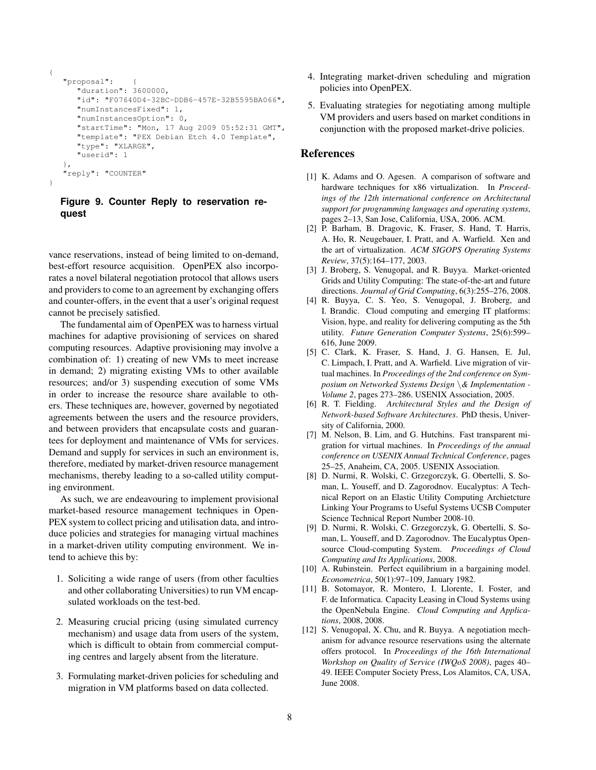```
{
   "proposal":    {
      "duration": 3600000,
      "id": "F07640D4-32BC-DDB6-457E-32B5595BA066",
      "numInstancesFixed": 1,
      "numInstancesOption": 0,
      "startTime": "Mon, 17 Aug 2009 05:52:31 GMT",
      "template": "PEX Debian Etch 4.0 Template",
      "type": "XLARGE",
      "userid": 1
   },
   "reply": "COUNTER"
}
```

**Figure 9. Counter Reply to reservation request**

vance reservations, instead of being limited to on-demand, best-effort resource acquisition. OpenPEX also incorporates a novel bilateral negotiation protocol that allows users and providers to come to an agreement by exchanging offers and counter-offers, in the event that a user's original request cannot be precisely satisfied.

The fundamental aim of OpenPEX was to harness virtual machines for adaptive provisioning of services on shared computing resources. Adaptive provisioning may involve a combination of: 1) creating of new VMs to meet increase in demand; 2) migrating existing VMs to other available resources; and/or 3) suspending execution of some VMs in order to increase the resource share available to others. These techniques are, however, governed by negotiated agreements between the users and the resource providers, and between providers that encapsulate costs and guarantees for deployment and maintenance of VMs for services. Demand and supply for services in such an environment is, therefore, mediated by market-driven resource management mechanisms, thereby leading to a so-called utility computing environment.

As such, we are endeavouring to implement provisional market-based resource management techniques in OpenPEX system to collect pricing and utilisation data, and introduce policies and strategies for managing virtual machines in a market-driven utility computing environment. We intend to achieve this by:

1. Soliciting a wide range of users (from other faculties and other collaborating Universities) to run VM encapsulated workloads on the test-bed.
2. Measuring crucial pricing (using simulated currency mechanism) and usage data from users of the system, which is difficult to obtain from commercial computing centres and largely absent from the literature.
3. Formulating market-driven policies for scheduling and migration in VM platforms based on data collected.
4. Integrating market-driven scheduling and migration policies into OpenPEX.
5. Evaluating strategies for negotiating among multiple VM providers and users based on market conditions in conjunction with the proposed market-drive policies.

## References

[1] K. Adams and O. Agesen. A comparison of software and hardware techniques for x86 virtualization. In *Proceedings of the 12th international conference on Architectural support for programming languages and operating systems*, pages 2–13, San Jose, California, USA, 2006. ACM.

[2] P. Barham, B. Dragovic, K. Fraser, S. Hand, T. Harris, A. Ho, R. Neugebauer, I. Pratt, and A. Warfield. Xen and the art of virtualization. *ACM SIGOPS Operating Systems Review*, 37(5):164–177, 2003.

[3] J. Broberg, S. Venugopal, and R. Buyya. Market-oriented Grids and Utility Computing: The state-of-the-art and future directions. *Journal of Grid Computing*, 6(3):255–276, 2008.

[4] R. Buyya, C. S. Yeo, S. Venugopal, J. Broberg, and I. Brandic. Cloud computing and emerging IT platforms: Vision, hype, and reality for delivering computing as the 5th utility. *Future Generation Computer Systems*, 25(6):599–616, June 2009.

[5] C. Clark, K. Fraser, S. Hand, J. G. Hansen, E. Jul, C. Limpach, I. Pratt, and A. Warfield. Live migration of virtual machines. In *Proceedings of the 2nd conference on Symposium on Networked Systems Design \& Implementation - Volume 2*, pages 273–286. USENIX Association, 2005.

[6] R. T. Fielding. *Architectural Styles and the Design of Network-based Software Architectures*. PhD thesis, University of California, 2000.

[7] M. Nelson, B. Lim, and G. Hutchins. Fast transparent migration for virtual machines. In *Proceedings of the annual conference on USENIX Annual Technical Conference*, pages 25–25, Anaheim, CA, 2005. USENIX Association.

[8] D. Nurmi, R. Wolski, C. Grzegorczyk, G. Obertelli, S. Soman, L. Youseff, and D. Zagorodnov. Eucalyptus: A Technical Report on an Elastic Utility Computing Archietcture Linking Your Programs to Useful Systems UCSB Computer Science Technical Report Number 2008-10.

[9] D. Nurmi, R. Wolski, C. Grzegorczyk, G. Obertelli, S. Soman, L. Youseff, and D. Zagorodnov. The Eucalyptus Opensource Cloud-computing System. *Proceedings of Cloud Computing and Its Applications*, 2008.

[10] A. Rubinstein. Perfect equilibrium in a bargaining model. *Econometrica*, 50(1):97–109, January 1982.

[11] B. Sotomayor, R. Montero, I. Llorente, I. Foster, and F. de Informatica. Capacity Leasing in Cloud Systems using the OpenNebula Engine. *Cloud Computing and Applications*, 2008, 2008.

[12] S. Venugopal, X. Chu, and R. Buyya. A negotiation mechanism for advance resource reservations using the alternate offers protocol. In *Proceedings of the 16th International Workshop on Quality of Service (IWQoS 2008)*, pages 40–49. IEEE Computer Society Press, Los Alamitos, CA, USA, June 2008.